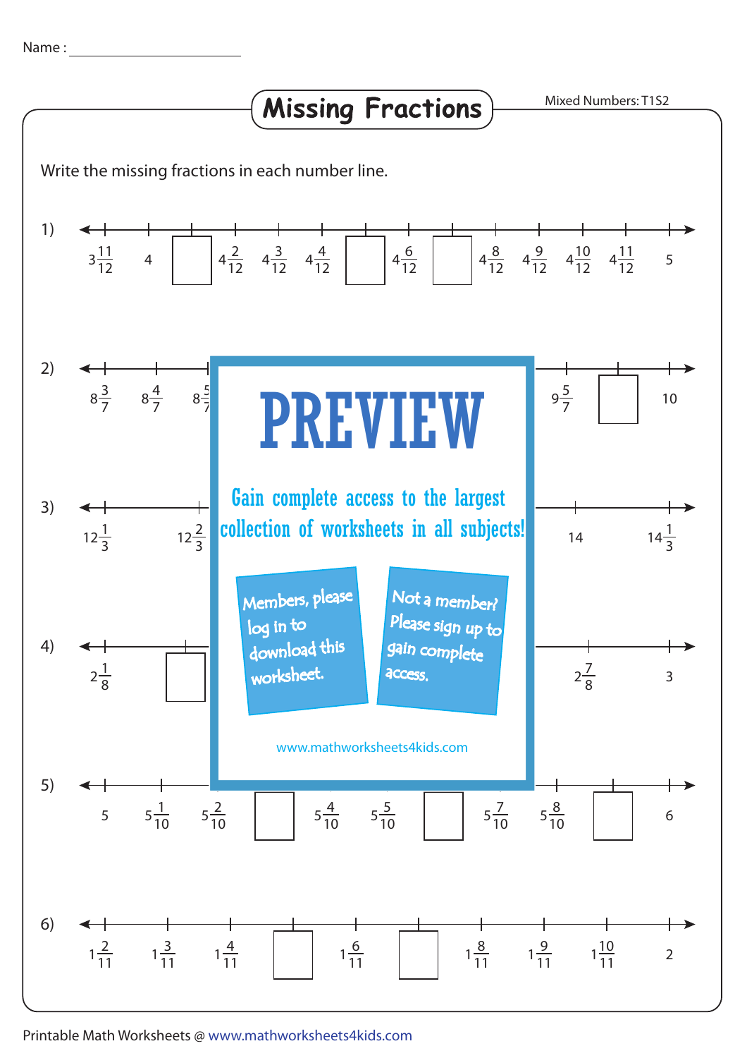Name : ____________________

# Missing Fractions

Mixed Numbers: T1S2

Write the missing fractions in each number line.

1) $3\frac{11}{12}$ &nbsp; $4$ &nbsp; ☐ &nbsp; $4\frac{2}{12}$ &nbsp; $4\frac{3}{12}$ &nbsp; $4\frac{4}{12}$ &nbsp; ☐ &nbsp; $4\frac{6}{12}$ &nbsp; ☐ &nbsp; $4\frac{8}{12}$ &nbsp; $4\frac{9}{12}$ &nbsp; $4\frac{10}{12}$ &nbsp; $4\frac{11}{12}$ &nbsp; $5$

2) $8\frac{3}{7}$ &nbsp; $8\frac{4}{7}$ &nbsp; $8\frac{5}{7}$ &nbsp; ... &nbsp; $9\frac{5}{7}$ &nbsp; ☐ &nbsp; $10$

3) $12\frac{1}{3}$ &nbsp; $12\frac{2}{3}$ &nbsp; ... &nbsp; $14$ &nbsp; $14\frac{1}{3}$

4) $2\frac{1}{8}$ &nbsp; ☐ &nbsp; ... &nbsp; $2\frac{7}{8}$ &nbsp; $3$

5) $5$ &nbsp; $5\frac{1}{10}$ &nbsp; $5\frac{2}{10}$ &nbsp; ☐ &nbsp; $5\frac{4}{10}$ &nbsp; $5\frac{5}{10}$ &nbsp; ☐ &nbsp; $5\frac{7}{10}$ &nbsp; $5\frac{8}{10}$ &nbsp; ☐ &nbsp; $6$

6) $1\frac{2}{11}$ &nbsp; $1\frac{3}{11}$ &nbsp; $1\frac{4}{11}$ &nbsp; ☐ &nbsp; $1\frac{6}{11}$ &nbsp; ☐ &nbsp; $1\frac{8}{11}$ &nbsp; $1\frac{9}{11}$ &nbsp; $1\frac{10}{11}$ &nbsp; $2$

**PREVIEW**

Gain complete access to the largest collection of worksheets in all subjects!

Members, please log in to download this worksheet.

Not a member? Please sign up to gain complete access.

www.mathworksheets4kids.com

Printable Math Worksheets @ www.mathworksheets4kids.com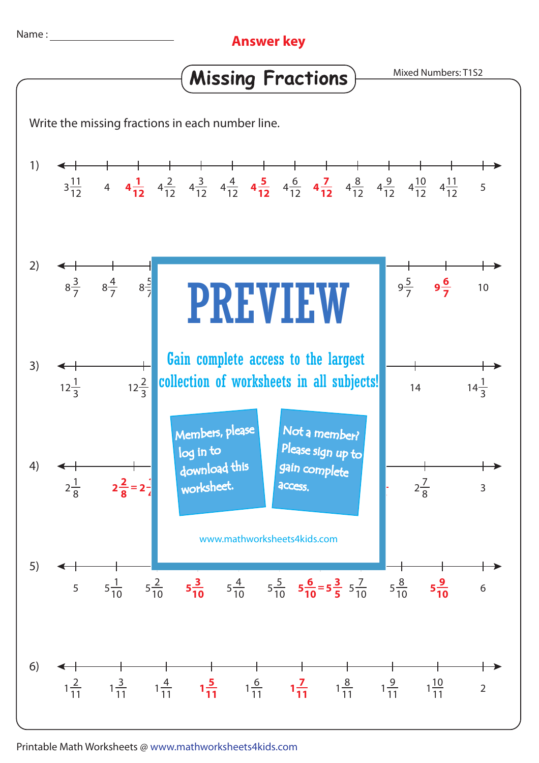Name : ____________________

**Answer key**

# Missing Fractions

Mixed Numbers: T1S2

Write the missing fractions in each number line.

1) $3\frac{11}{12}$, $4$, $\mathbf{4\frac{1}{12}}$, $4\frac{2}{12}$, $4\frac{3}{12}$, $4\frac{4}{12}$, $\mathbf{4\frac{5}{12}}$, $4\frac{6}{12}$, $\mathbf{4\frac{7}{12}}$, $4\frac{8}{12}$, $4\frac{9}{12}$, $4\frac{10}{12}$, $4\frac{11}{12}$, $5$

2) $8\frac{3}{7}$, $8\frac{4}{7}$, $8\frac{5}{7}$ … $9\frac{5}{7}$, $\mathbf{9\frac{6}{7}}$, $10$

3) $12\frac{1}{3}$, $12\frac{2}{3}$ … $14$, $14\frac{1}{3}$

4) $2\frac{1}{8}$, $\mathbf{2\frac{2}{8} = 2\frac{1}{4}}$ … $2\frac{7}{8}$, $3$

PREVIEW

Gain complete access to the largest collection of worksheets in all subjects!

Members, please log in to download this worksheet.

Not a member? Please sign up to gain complete access.

www.mathworksheets4kids.com

5) $5$, $5\frac{1}{10}$, $5\frac{2}{10}$, $\mathbf{5\frac{3}{10}}$, $5\frac{4}{10}$, $5\frac{5}{10}$, $\mathbf{5\frac{6}{10} = 5\frac{3}{5}}$, $5\frac{7}{10}$, $5\frac{8}{10}$, $\mathbf{5\frac{9}{10}}$, $6$

6) $1\frac{2}{11}$, $1\frac{3}{11}$, $1\frac{4}{11}$, $\mathbf{1\frac{5}{11}}$, $1\frac{6}{11}$, $\mathbf{1\frac{7}{11}}$, $1\frac{8}{11}$, $1\frac{9}{11}$, $1\frac{10}{11}$, $2$

Printable Math Worksheets @ www.mathworksheets4kids.com